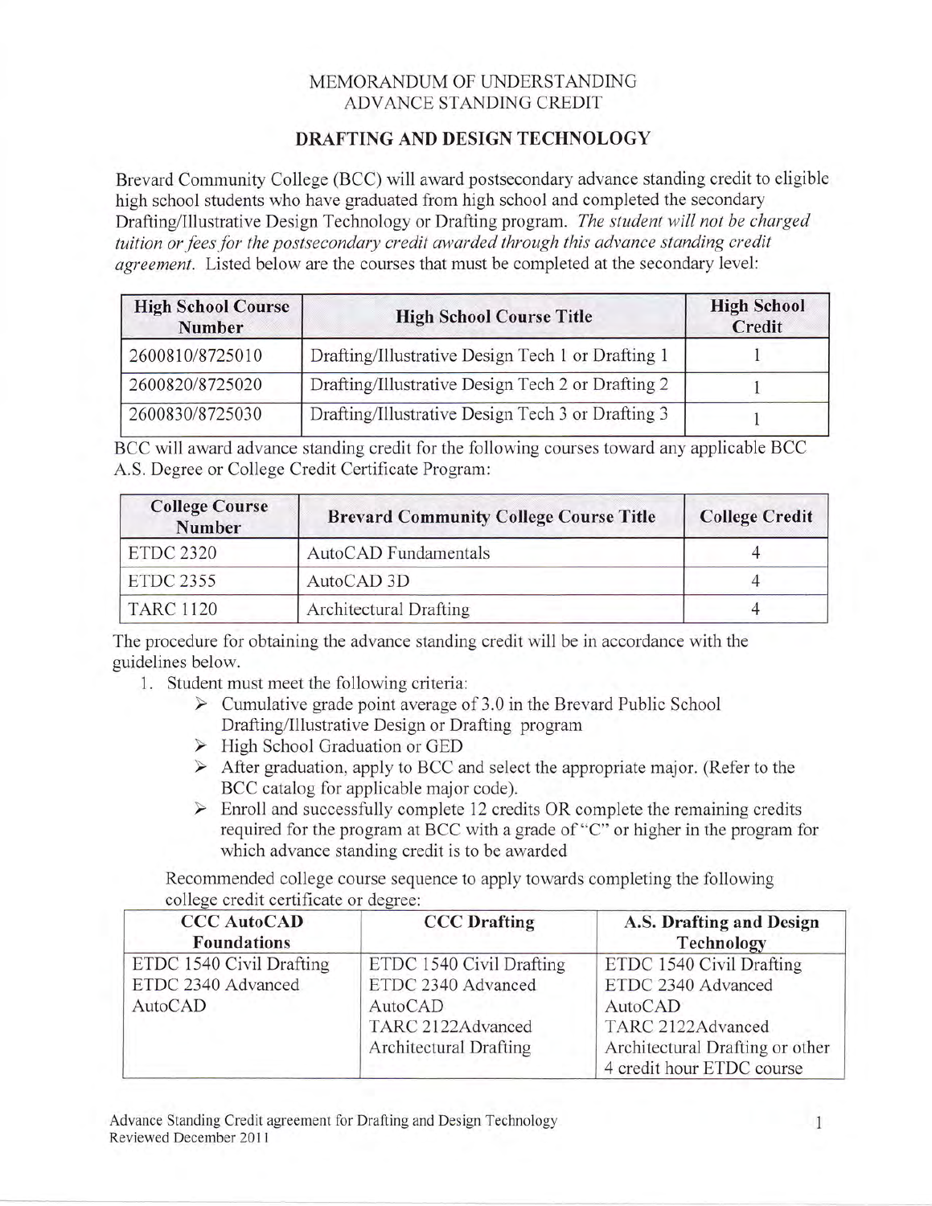# MEMORANDUM OF UNDERSTANDING
## ADVANCE STANDING CREDIT

## DRAFTING AND DESIGN TECHNOLOGY

Brevard Community College (BCC) will award postsecondary advance standing credit to eligible high school students who have graduated from high school and completed the secondary Drafting/Illustrative Design Technology or Drafting program. *The student will not be charged tuition or fees for the postsecondary credit awarded through this advance standing credit agreement.* Listed below are the courses that must be completed at the secondary level:

| High School Course Number | High School Course Title | High School Credit |
|---|---|---|
| 2600810/8725010 | Drafting/Illustrative Design Tech 1 or Drafting 1 | 1 |
| 2600820/8725020 | Drafting/Illustrative Design Tech 2 or Drafting 2 | 1 |
| 2600830/8725030 | Drafting/Illustrative Design Tech 3 or Drafting 3 | 1 |

BCC will award advance standing credit for the following courses toward any applicable BCC A.S. Degree or College Credit Certificate Program:

| College Course Number | Brevard Community College Course Title | College Credit |
|---|---|---|
| ETDC 2320 | AutoCAD Fundamentals | 4 |
| ETDC 2355 | AutoCAD 3D | 4 |
| TARC 1120 | Architectural Drafting | 4 |

The procedure for obtaining the advance standing credit will be in accordance with the guidelines below.

1. Student must meet the following criteria:
   - Cumulative grade point average of 3.0 in the Brevard Public School Drafting/Illustrative Design or Drafting program
   - High School Graduation or GED
   - After graduation, apply to BCC and select the appropriate major. (Refer to the BCC catalog for applicable major code).
   - Enroll and successfully complete 12 credits OR complete the remaining credits required for the program at BCC with a grade of "C" or higher in the program for which advance standing credit is to be awarded

Recommended college course sequence to apply towards completing the following college credit certificate or degree:

| CCC AutoCAD Foundations | CCC Drafting | A.S. Drafting and Design Technology |
|---|---|---|
| ETDC 1540 Civil Drafting<br>ETDC 2340 Advanced AutoCAD | ETDC 1540 Civil Drafting<br>ETDC 2340 Advanced AutoCAD<br>TARC 2122Advanced Architectural Drafting | ETDC 1540 Civil Drafting<br>ETDC 2340 Advanced AutoCAD<br>TARC 2122Advanced Architectural Drafting or other 4 credit hour ETDC course |

Advance Standing Credit agreement for Drafting and Design Technology
Reviewed December 2011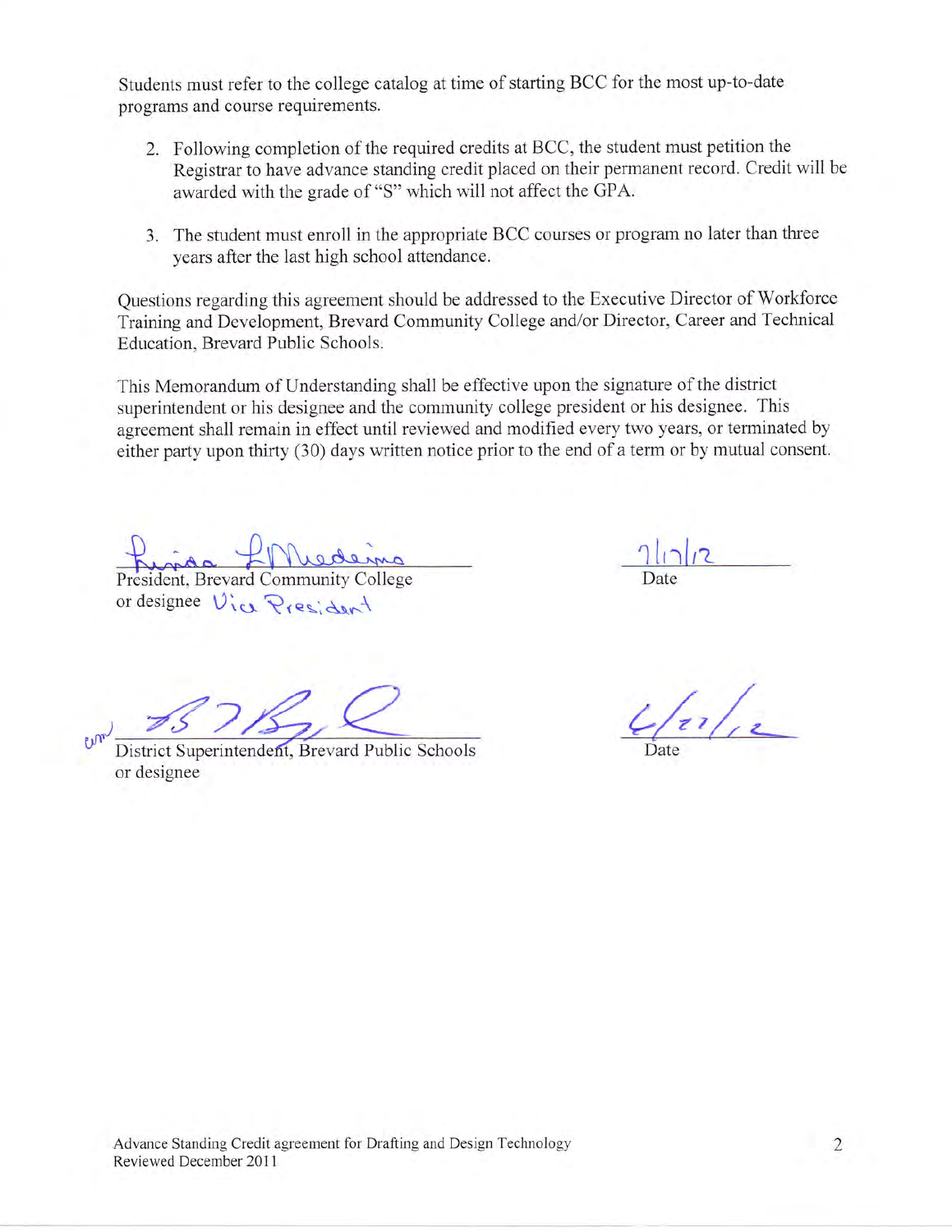Students must refer to the college catalog at time of starting BCC for the most up-to-date programs and course requirements.

2. Following completion of the required credits at BCC, the student must petition the Registrar to have advance standing credit placed on their permanent record. Credit will be awarded with the grade of "S" which will not affect the GPA.

3. The student must enroll in the appropriate BCC courses or program no later than three years after the last high school attendance.

Questions regarding this agreement should be addressed to the Executive Director of Workforce Training and Development, Brevard Community College and/or Director, Career and Technical Education, Brevard Public Schools.

This Memorandum of Understanding shall be effective upon the signature of the district superintendent or his designee and the community college president or his designee. This agreement shall remain in effect until reviewed and modified every two years, or terminated by either party upon thirty (30) days written notice prior to the end of a term or by mutual consent.

President, Brevard Community College or designee Vice President — Date: 7/17/12

District Superintendent, Brevard Public Schools or designee — Date: 6/27/12

Advance Standing Credit agreement for Drafting and Design Technology
Reviewed December 2011